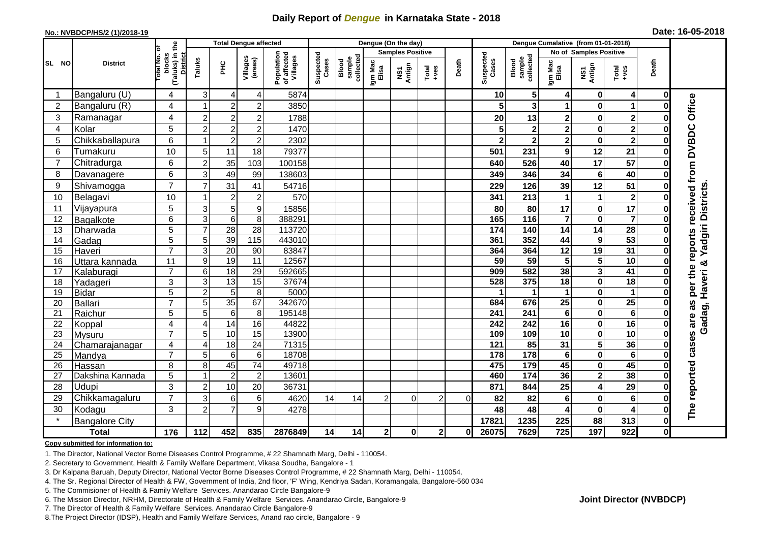# Daily Report of *Dengue* in Karnataka State - 2018

**No.: NVBDCP/HS/2 (1)/2018-19**

**Date: 16-05-2018**

| SL NO | District | Total No. of blocks (Taluks) in the District | Total Dengue affected | | | | Dengue (On the day) | | | | | | | Dengue Cumalative (from 01-01-2018) | | | | | | | |
|---|---|---|---|---|---|---|---|---|---|---|---|---|---|---|---|---|---|---|---|---|
| | | | Taluks | PHC | Villages (areas) | Population of affected Villages | Suspected Cases | Blood sample collected | Samples Positive | | | Death | Suspected Cases | Blood sample collected | No of Samples Positive | | | Death | |
| | | | | | | | | | Igm Mac Elisa | NS1 Antign | Total +ves | | | | Igm Mac Elisa | NS1 Antign | Total +ves | | |
| 1 | Bangaluru (U) | 4 | 3 | 4 | 4 | 5874 | | | | | | | 10 | 5 | 4 | 0 | 4 | 0 | The reported cases are as per the reports received from DVBDC Office Gadag, Haveri & Yadgiri Districts. |
| 2 | Bangaluru (R) | 4 | 1 | 2 | 2 | 3850 | | | | | | | 5 | 3 | 1 | 0 | 1 | 0 | |
| 3 | Ramanagar | 4 | 2 | 2 | 2 | 1788 | | | | | | | 20 | 13 | 2 | 0 | 2 | 0 | |
| 4 | Kolar | 5 | 2 | 2 | 2 | 1470 | | | | | | | 5 | 2 | 2 | 0 | 2 | 0 | |
| 5 | Chikkaballapura | 6 | 1 | 2 | 2 | 2302 | | | | | | | 2 | 2 | 2 | 0 | 2 | 0 | |
| 6 | Tumakuru | 10 | 5 | 11 | 18 | 79377 | | | | | | | 501 | 231 | 9 | 12 | 21 | 0 | |
| 7 | Chitradurga | 6 | 2 | 35 | 103 | 100158 | | | | | | | 640 | 526 | 40 | 17 | 57 | 0 | |
| 8 | Davanagere | 6 | 3 | 49 | 99 | 138603 | | | | | | | 349 | 346 | 34 | 6 | 40 | 0 | |
| 9 | Shivamogga | 7 | 7 | 31 | 41 | 54716 | | | | | | | 229 | 126 | 39 | 12 | 51 | 0 | |
| 10 | Belagavi | 10 | 1 | 2 | 2 | 570 | | | | | | | 341 | 213 | 1 | 1 | 2 | 0 | |
| 11 | Vijayapura | 5 | 3 | 5 | 9 | 15856 | | | | | | | 80 | 80 | 17 | 0 | 17 | 0 | |
| 12 | Bagalkote | 6 | 3 | 6 | 8 | 388291 | | | | | | | 165 | 116 | 7 | 0 | 7 | 0 | |
| 13 | Dharwada | 5 | 7 | 28 | 28 | 113720 | | | | | | | 174 | 140 | 14 | 14 | 28 | 0 | |
| 14 | Gadag | 5 | 5 | 39 | 115 | 443010 | | | | | | | 361 | 352 | 44 | 9 | 53 | 0 | |
| 15 | Haveri | 7 | 3 | 20 | 90 | 83847 | | | | | | | 364 | 364 | 12 | 19 | 31 | 0 | |
| 16 | Uttara kannada | 11 | 9 | 19 | 11 | 12567 | | | | | | | 59 | 59 | 5 | 5 | 10 | 0 | |
| 17 | Kalaburagi | 7 | 6 | 18 | 29 | 592665 | | | | | | | 909 | 582 | 38 | 3 | 41 | 0 | |
| 18 | Yadageri | 3 | 3 | 13 | 15 | 37674 | | | | | | | 528 | 375 | 18 | 0 | 18 | 0 | |
| 19 | Bidar | 5 | 2 | 5 | 8 | 5000 | | | | | | | 1 | 1 | 1 | 0 | 1 | 0 | |
| 20 | Ballari | 7 | 5 | 35 | 67 | 342670 | | | | | | | 684 | 676 | 25 | 0 | 25 | 0 | |
| 21 | Raichur | 5 | 5 | 6 | 8 | 195148 | | | | | | | 241 | 241 | 6 | 0 | 6 | 0 | |
| 22 | Koppal | 4 | 4 | 14 | 16 | 44822 | | | | | | | 242 | 242 | 16 | 0 | 16 | 0 | |
| 23 | Mysuru | 7 | 5 | 10 | 15 | 13900 | | | | | | | 109 | 109 | 10 | 0 | 10 | 0 | |
| 24 | Chamarajanagar | 4 | 4 | 18 | 24 | 71315 | | | | | | | 121 | 85 | 31 | 5 | 36 | 0 | |
| 25 | Mandya | 7 | 5 | 6 | 6 | 18708 | | | | | | | 178 | 178 | 6 | 0 | 6 | 0 | |
| 26 | Hassan | 8 | 8 | 45 | 74 | 49718 | | | | | | | 475 | 179 | 45 | 0 | 45 | 0 | |
| 27 | Dakshina Kannada | 5 | 1 | 2 | 2 | 13601 | | | | | | | 460 | 174 | 36 | 2 | 38 | 0 | |
| 28 | Udupi | 3 | 2 | 10 | 20 | 36731 | | | | | | | 871 | 844 | 25 | 4 | 29 | 0 | |
| 29 | Chikkamagaluru | 7 | 3 | 6 | 6 | 4620 | 14 | 14 | 2 | 0 | 2 | 0 | 82 | 82 | 6 | 0 | 6 | 0 | |
| 30 | Kodagu | 3 | 2 | 7 | 9 | 4278 | | | | | | | 48 | 48 | 4 | 0 | 4 | 0 | |
| * | Bangalore City | | | | | | | | | | | | 17821 | 1235 | 225 | 88 | 313 | 0 | |
| **Total** | | **176** | **112** | **452** | **835** | **2876849** | **14** | **14** | **2** | **0** | **2** | **0** | **26075** | **7629** | **725** | **197** | **922** | **0** | |

**Copy submitted for information to:**

1. The Director, National Vector Borne Diseases Control Programme, # 22 Shamnath Marg, Delhi - 110054.
2. Secretary to Government, Health & Family Welfare Department, Vikasa Soudha, Bangalore - 1
3. Dr Kalpana Baruah, Deputy Director, National Vector Borne Diseases Control Programme, # 22 Shamnath Marg, Delhi - 110054.
4. The Sr. Regional Director of Health & FW, Government of India, 2nd floor, 'F' Wing, Kendriya Sadan, Koramangala, Bangalore-560 034
5. The Commisioner of Health & Family Welfare Services. Anandarao Circle Bangalore-9
6. The Mission Director, NRHM, Directorate of Health & Family Welfare Services. Anandarao Circle, Bangalore-9
7. The Director of Health & Family Welfare Services. Anandarao Circle Bangalore-9
8. The Project Director (IDSP), Health and Family Welfare Services, Anand rao circle, Bangalore - 9

**Joint Director (NVBDCP)**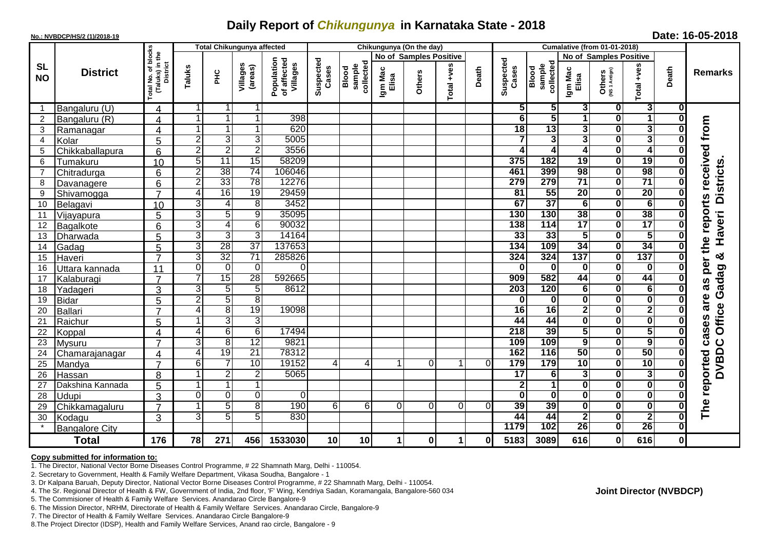# Daily Report of *Chikungunya* in Karnataka State - 2018

**No.: NVBDCP/HS/2 (1)/2018-19**

**Date: 16-05-2018**

| SL NO | District | Total No. of blocks (Taluks) in the District | Total Chikungunya affected | | | | Chikungunya (On the day) | | | | | | | Cumalative (from 01-01-2018) | | | | | | | Remarks |
|---|---|---|---|---|---|---|---|---|---|---|---|---|---|---|---|---|---|---|---|---|---|
| | | | Taluks | PHC | Villages (areas) | Population of affected Villages | Suspected Cases | Blood sample collected | No of Samples Positive | | | Death | Suspected Cases | Blood sample collected | No of Samples Positive | | | Death | |
| | | | | | | | | | Igm Mac Elisa | Others | Total +ves | | | | Igm Mac Elisa | Others (NS 1 Antign) | Total +ves | | |
| 1 | Bangaluru (U) | 4 | 1 | 1 | 1 | | | | | | | | 5 | 5 | 3 | 0 | 3 | 0 | The reported cases are as per the reports received from DVBDC Office Gadag & Haveri Districts. |
| 2 | Bangaluru (R) | 4 | 1 | 1 | 1 | 398 | | | | | | | 6 | 5 | 1 | 0 | 1 | 0 | |
| 3 | Ramanagar | 4 | 1 | 1 | 1 | 620 | | | | | | | 18 | 13 | 3 | 0 | 3 | 0 | |
| 4 | Kolar | 5 | 2 | 3 | 3 | 5005 | | | | | | | 7 | 3 | 3 | 0 | 3 | 0 | |
| 5 | Chikkaballapura | 6 | 2 | 2 | 2 | 3556 | | | | | | | 4 | 4 | 4 | 0 | 4 | 0 | |
| 6 | Tumakuru | 10 | 5 | 11 | 15 | 58209 | | | | | | | 375 | 182 | 19 | 0 | 19 | 0 | |
| 7 | Chitradurga | 6 | 2 | 38 | 74 | 106046 | | | | | | | 461 | 399 | 98 | 0 | 98 | 0 | |
| 8 | Davanagere | 6 | 2 | 33 | 78 | 12276 | | | | | | | 279 | 279 | 71 | 0 | 71 | 0 | |
| 9 | Shivamogga | 7 | 4 | 16 | 19 | 29459 | | | | | | | 81 | 55 | 20 | 0 | 20 | 0 | |
| 10 | Belagavi | 10 | 3 | 4 | 8 | 3452 | | | | | | | 67 | 37 | 6 | 0 | 6 | 0 | |
| 11 | Vijayapura | 5 | 3 | 5 | 9 | 35095 | | | | | | | 130 | 130 | 38 | 0 | 38 | 0 | |
| 12 | Bagalkote | 6 | 3 | 4 | 6 | 90032 | | | | | | | 138 | 114 | 17 | 0 | 17 | 0 | |
| 13 | Dharwada | 5 | 3 | 3 | 3 | 14164 | | | | | | | 33 | 33 | 5 | 0 | 5 | 0 | |
| 14 | Gadag | 5 | 3 | 28 | 37 | 137653 | | | | | | | 134 | 109 | 34 | 0 | 34 | 0 | |
| 15 | Haveri | 7 | 3 | 32 | 71 | 285826 | | | | | | | 324 | 324 | 137 | 0 | 137 | 0 | |
| 16 | Uttara kannada | 11 | 0 | 0 | 0 | 0 | | | | | | | 0 | 0 | 0 | 0 | 0 | 0 | |
| 17 | Kalaburagi | 7 | 7 | 15 | 28 | 592665 | | | | | | | 909 | 582 | 44 | 0 | 44 | 0 | |
| 18 | Yadageri | 3 | 3 | 5 | 5 | 8612 | | | | | | | 203 | 120 | 6 | 0 | 6 | 0 | |
| 19 | Bidar | 5 | 2 | 5 | 8 | | | | | | | | 0 | 0 | 0 | 0 | 0 | 0 | |
| 20 | Ballari | 7 | 4 | 8 | 19 | 19098 | | | | | | | 16 | 16 | 2 | 0 | 2 | 0 | |
| 21 | Raichur | 5 | 1 | 3 | 3 | | | | | | | | 44 | 44 | 0 | 0 | 0 | 0 | |
| 22 | Koppal | 4 | 4 | 6 | 6 | 17494 | | | | | | | 218 | 39 | 5 | 0 | 5 | 0 | |
| 23 | Mysuru | 7 | 3 | 8 | 12 | 9821 | | | | | | | 109 | 109 | 9 | 0 | 9 | 0 | |
| 24 | Chamarajanagar | 4 | 4 | 19 | 21 | 78312 | | | | | | | 162 | 116 | 50 | 0 | 50 | 0 | |
| 25 | Mandya | 7 | 6 | 7 | 10 | 19152 | 4 | 4 | 1 | 0 | 1 | 0 | 179 | 179 | 10 | 0 | 10 | 0 | |
| 26 | Hassan | 8 | 1 | 2 | 2 | 5065 | | | | | | | 17 | 6 | 3 | 0 | 3 | 0 | |
| 27 | Dakshina Kannada | 5 | 1 | 1 | 1 | | | | | | | | 2 | 1 | 0 | 0 | 0 | 0 | |
| 28 | Udupi | 3 | 0 | 0 | 0 | 0 | | | | | | | 0 | 0 | 0 | 0 | 0 | 0 | |
| 29 | Chikkamagaluru | 7 | 1 | 5 | 8 | 190 | 6 | 6 | 0 | 0 | 0 | 0 | 39 | 39 | 0 | 0 | 0 | 0 | |
| 30 | Kodagu | 3 | 3 | 5 | 5 | 830 | | | | | | | 44 | 44 | 2 | 0 | 2 | 0 | |
| * | Bangalore City | | | | | | | | | | | | 1179 | 102 | 26 | 0 | 26 | 0 | |
| | **Total** | **176** | **78** | **271** | **456** | **1533030** | **10** | **10** | **1** | **0** | **1** | **0** | **5183** | **3089** | **616** | **0** | **616** | **0** | |

**Copy submitted for information to:**

1. The Director, National Vector Borne Diseases Control Programme, # 22 Shamnath Marg, Delhi - 110054.
2. Secretary to Government, Health & Family Welfare Department, Vikasa Soudha, Bangalore - 1
3. Dr Kalpana Baruah, Deputy Director, National Vector Borne Diseases Control Programme, # 22 Shamnath Marg, Delhi - 110054.
4. The Sr. Regional Director of Health & FW, Government of India, 2nd floor, 'F' Wing, Kendriya Sadan, Koramangala, Bangalore-560 034
5. The Commisioner of Health & Family Welfare Services. Anandarao Circle Bangalore-9
6. The Mission Director, NRHM, Directorate of Health & Family Welfare Services. Anandarao Circle, Bangalore-9
7. The Director of Health & Family Welfare Services. Anandarao Circle Bangalore-9
8. The Project Director (IDSP), Health and Family Welfare Services, Anand rao circle, Bangalore - 9

**Joint Director (NVBDCP)**